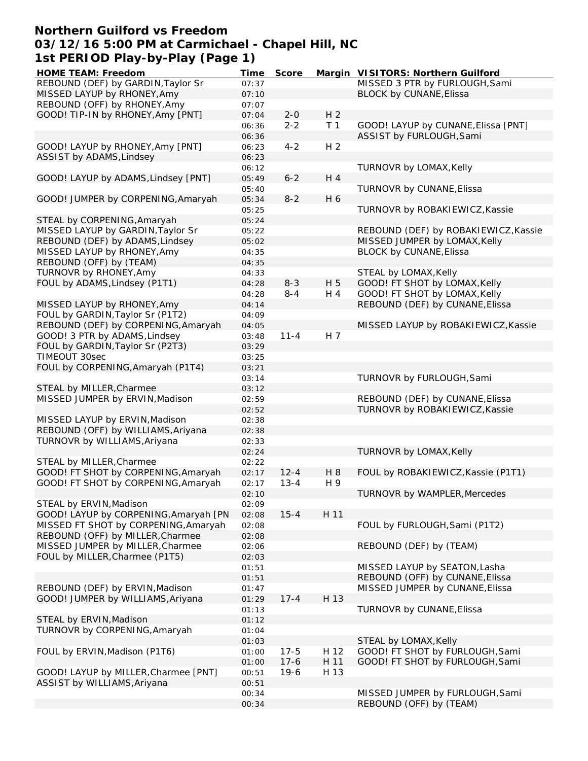# Northern Guilford vs Freedom
## 03/12/16 5:00 PM at Carmichael - Chapel Hill, NC
## 1st PERIOD Play-by-Play (Page 1)

| HOME TEAM: Freedom | Time | Score | Margin | VISITORS: Northern Guilford |
|---|---|---|---|---|
| REBOUND (DEF) by GARDIN,Taylor Sr | 07:37 | | | MISSED 3 PTR by FURLOUGH,Sami |
| MISSED LAYUP by RHONEY,Amy | 07:10 | | | BLOCK by CUNANE,Elissa |
| REBOUND (OFF) by RHONEY,Amy | 07:07 | | | |
| GOOD! TIP-IN by RHONEY,Amy [PNT] | 07:04 | 2-0 | H 2 | |
| | 06:36 | 2-2 | T 1 | GOOD! LAYUP by CUNANE,Elissa [PNT] |
| | 06:36 | | | ASSIST by FURLOUGH,Sami |
| GOOD! LAYUP by RHONEY,Amy [PNT] | 06:23 | 4-2 | H 2 | |
| ASSIST by ADAMS,Lindsey | 06:23 | | | |
| | 06:12 | | | TURNOVR by LOMAX,Kelly |
| GOOD! LAYUP by ADAMS,Lindsey [PNT] | 05:49 | 6-2 | H 4 | |
| | 05:40 | | | TURNOVR by CUNANE,Elissa |
| GOOD! JUMPER by CORPENING,Amaryah | 05:34 | 8-2 | H 6 | |
| | 05:25 | | | TURNOVR by ROBAKIEWICZ,Kassie |
| STEAL by CORPENING,Amaryah | 05:24 | | | |
| MISSED LAYUP by GARDIN,Taylor Sr | 05:22 | | | REBOUND (DEF) by ROBAKIEWICZ,Kassie |
| REBOUND (DEF) by ADAMS,Lindsey | 05:02 | | | MISSED JUMPER by LOMAX,Kelly |
| MISSED LAYUP by RHONEY,Amy | 04:35 | | | BLOCK by CUNANE,Elissa |
| REBOUND (OFF) by (TEAM) | 04:35 | | | |
| TURNOVR by RHONEY,Amy | 04:33 | | | STEAL by LOMAX,Kelly |
| FOUL by ADAMS,Lindsey (P1T1) | 04:28 | 8-3 | H 5 | GOOD! FT SHOT by LOMAX,Kelly |
| | 04:28 | 8-4 | H 4 | GOOD! FT SHOT by LOMAX,Kelly |
| MISSED LAYUP by RHONEY,Amy | 04:14 | | | REBOUND (DEF) by CUNANE,Elissa |
| FOUL by GARDIN,Taylor Sr (P1T2) | 04:09 | | | |
| REBOUND (DEF) by CORPENING,Amaryah | 04:05 | | | MISSED LAYUP by ROBAKIEWICZ,Kassie |
| GOOD! 3 PTR by ADAMS,Lindsey | 03:48 | 11-4 | H 7 | |
| FOUL by GARDIN,Taylor Sr (P2T3) | 03:29 | | | |
| TIMEOUT 30sec | 03:25 | | | |
| FOUL by CORPENING,Amaryah (P1T4) | 03:21 | | | |
| | 03:14 | | | TURNOVR by FURLOUGH,Sami |
| STEAL by MILLER,Charmee | 03:12 | | | |
| MISSED JUMPER by ERVIN,Madison | 02:59 | | | REBOUND (DEF) by CUNANE,Elissa |
| | 02:52 | | | TURNOVR by ROBAKIEWICZ,Kassie |
| MISSED LAYUP by ERVIN,Madison | 02:38 | | | |
| REBOUND (OFF) by WILLIAMS,Ariyana | 02:38 | | | |
| TURNOVR by WILLIAMS,Ariyana | 02:33 | | | |
| | 02:24 | | | TURNOVR by LOMAX,Kelly |
| STEAL by MILLER,Charmee | 02:22 | | | |
| GOOD! FT SHOT by CORPENING,Amaryah | 02:17 | 12-4 | H 8 | FOUL by ROBAKIEWICZ,Kassie (P1T1) |
| GOOD! FT SHOT by CORPENING,Amaryah | 02:17 | 13-4 | H 9 | |
| | 02:10 | | | TURNOVR by WAMPLER,Mercedes |
| STEAL by ERVIN,Madison | 02:09 | | | |
| GOOD! LAYUP by CORPENING,Amaryah [PN | 02:08 | 15-4 | H 11 | |
| MISSED FT SHOT by CORPENING,Amaryah | 02:08 | | | FOUL by FURLOUGH,Sami (P1T2) |
| REBOUND (OFF) by MILLER,Charmee | 02:08 | | | |
| MISSED JUMPER by MILLER,Charmee | 02:06 | | | REBOUND (DEF) by (TEAM) |
| FOUL by MILLER,Charmee (P1T5) | 02:03 | | | |
| | 01:51 | | | MISSED LAYUP by SEATON,Lasha |
| | 01:51 | | | REBOUND (OFF) by CUNANE,Elissa |
| REBOUND (DEF) by ERVIN,Madison | 01:47 | | | MISSED JUMPER by CUNANE,Elissa |
| GOOD! JUMPER by WILLIAMS,Ariyana | 01:29 | 17-4 | H 13 | |
| | 01:13 | | | TURNOVR by CUNANE,Elissa |
| STEAL by ERVIN,Madison | 01:12 | | | |
| TURNOVR by CORPENING,Amaryah | 01:04 | | | |
| | 01:03 | | | STEAL by LOMAX,Kelly |
| FOUL by ERVIN,Madison (P1T6) | 01:00 | 17-5 | H 12 | GOOD! FT SHOT by FURLOUGH,Sami |
| | 01:00 | 17-6 | H 11 | GOOD! FT SHOT by FURLOUGH,Sami |
| GOOD! LAYUP by MILLER,Charmee [PNT] | 00:51 | 19-6 | H 13 | |
| ASSIST by WILLIAMS,Ariyana | 00:51 | | | |
| | 00:34 | | | MISSED JUMPER by FURLOUGH,Sami |
| | 00:34 | | | REBOUND (OFF) by (TEAM) |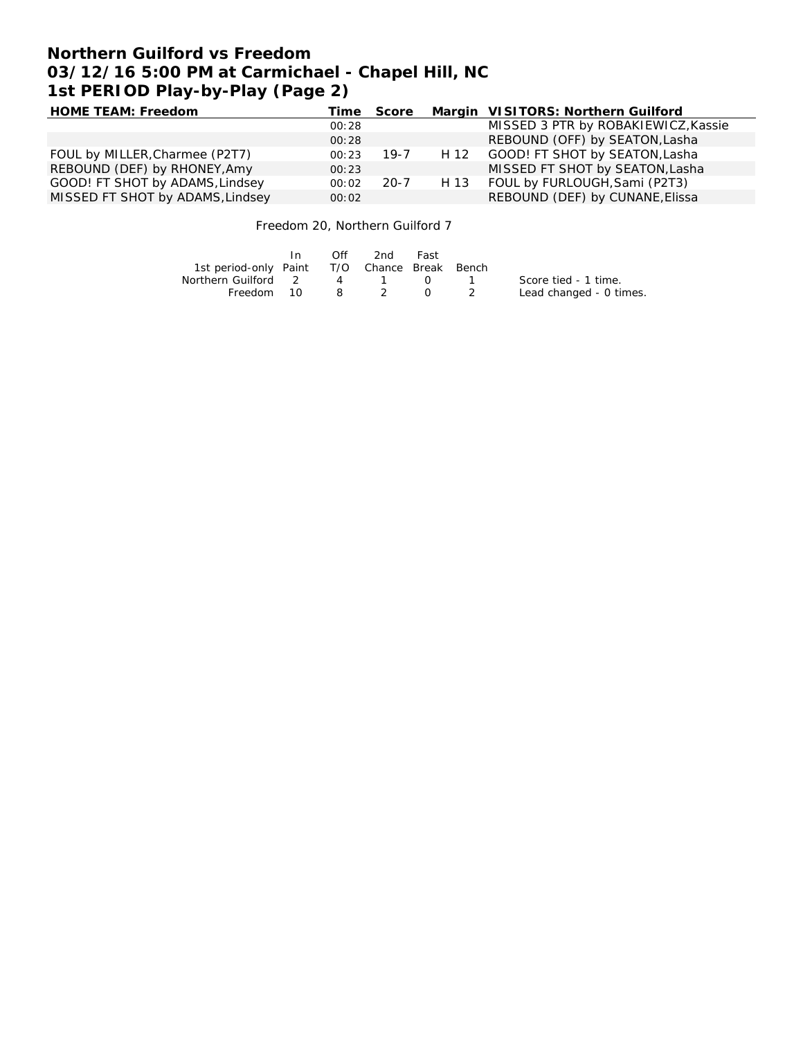# Northern Guilford vs Freedom
## 03/12/16 5:00 PM at Carmichael - Chapel Hill, NC
## 1st PERIOD Play-by-Play (Page 2)

| HOME TEAM: Freedom | Time | Score | Margin | VISITORS: Northern Guilford |
|---|---|---|---|---|
| | 00:28 | | | MISSED 3 PTR by ROBAKIEWICZ,Kassie |
| | 00:28 | | | REBOUND (OFF) by SEATON,Lasha |
| FOUL by MILLER,Charmee (P2T7) | 00:23 | 19-7 | H 12 | GOOD! FT SHOT by SEATON,Lasha |
| REBOUND (DEF) by RHONEY,Amy | 00:23 | | | MISSED FT SHOT by SEATON,Lasha |
| GOOD! FT SHOT by ADAMS,Lindsey | 00:02 | 20-7 | H 13 | FOUL by FURLOUGH,Sami (P2T3) |
| MISSED FT SHOT by ADAMS,Lindsey | 00:02 | | | REBOUND (DEF) by CUNANE,Elissa |

Freedom 20, Northern Guilford 7

| 1st period-only | In Paint | Off T/O | 2nd Chance | Fast Break | Bench |
|---|---|---|---|---|---|
| Northern Guilford | 2 | 4 | 1 | 0 | 1 |
| Freedom | 10 | 8 | 2 | 0 | 2 |

Score tied - 1 time.
Lead changed - 0 times.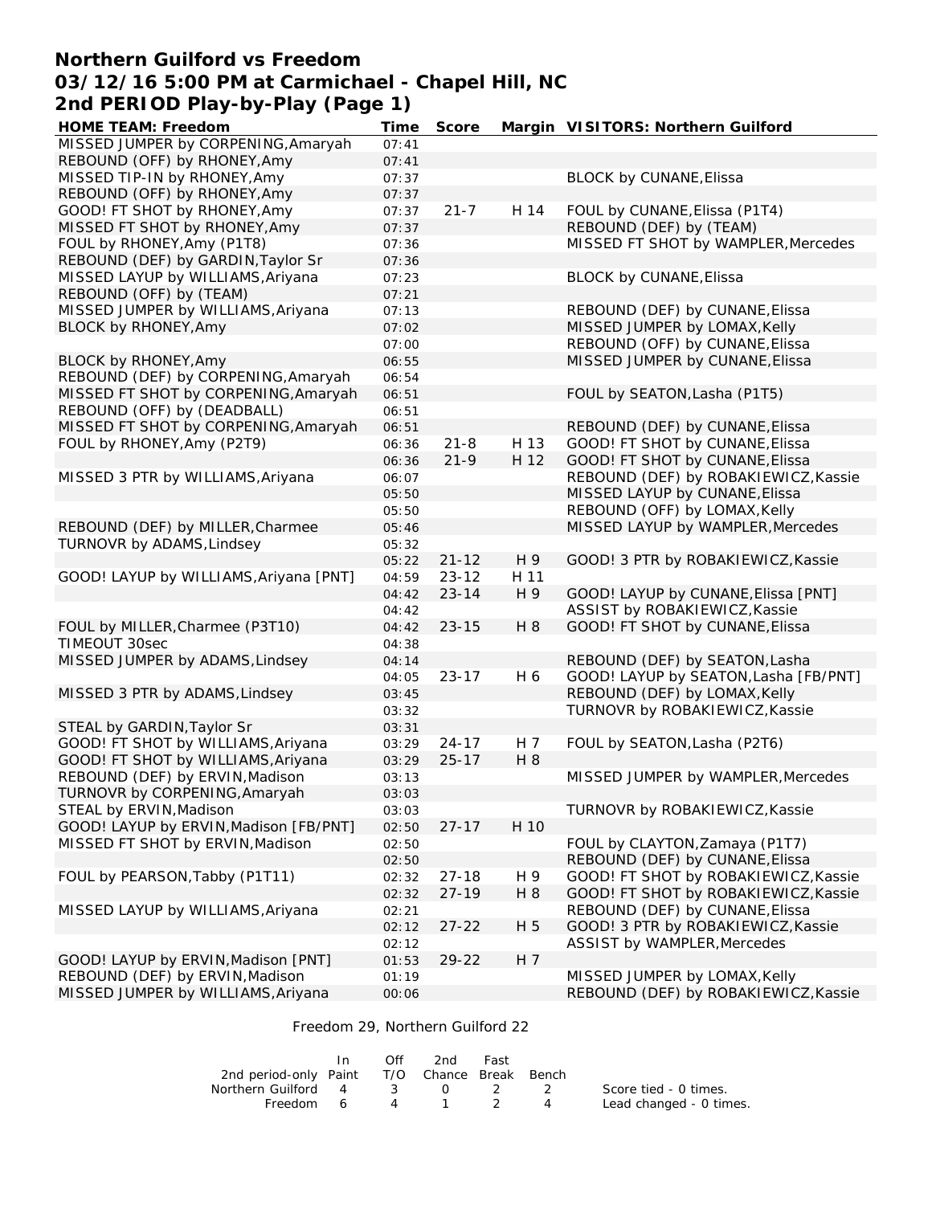# Northern Guilford vs Freedom
## 03/12/16 5:00 PM at Carmichael - Chapel Hill, NC
## 2nd PERIOD Play-by-Play (Page 1)

| HOME TEAM: Freedom | Time | Score | Margin | VISITORS: Northern Guilford |
|---|---|---|---|---|
| MISSED JUMPER by CORPENING,Amaryah | 07:41 | | | |
| REBOUND (OFF) by RHONEY,Amy | 07:41 | | | |
| MISSED TIP-IN by RHONEY,Amy | 07:37 | | | BLOCK by CUNANE,Elissa |
| REBOUND (OFF) by RHONEY,Amy | 07:37 | | | |
| GOOD! FT SHOT by RHONEY,Amy | 07:37 | 21-7 | H 14 | FOUL by CUNANE,Elissa (P1T4) |
| MISSED FT SHOT by RHONEY,Amy | 07:37 | | | REBOUND (DEF) by (TEAM) |
| FOUL by RHONEY,Amy (P1T8) | 07:36 | | | MISSED FT SHOT by WAMPLER,Mercedes |
| REBOUND (DEF) by GARDIN,Taylor Sr | 07:36 | | | |
| MISSED LAYUP by WILLIAMS,Ariyana | 07:23 | | | BLOCK by CUNANE,Elissa |
| REBOUND (OFF) by (TEAM) | 07:21 | | | |
| MISSED JUMPER by WILLIAMS,Ariyana | 07:13 | | | REBOUND (DEF) by CUNANE,Elissa |
| BLOCK by RHONEY,Amy | 07:02 | | | MISSED JUMPER by LOMAX,Kelly |
| | 07:00 | | | REBOUND (OFF) by CUNANE,Elissa |
| BLOCK by RHONEY,Amy | 06:55 | | | MISSED JUMPER by CUNANE,Elissa |
| REBOUND (DEF) by CORPENING,Amaryah | 06:54 | | | |
| MISSED FT SHOT by CORPENING,Amaryah | 06:51 | | | FOUL by SEATON,Lasha (P1T5) |
| REBOUND (OFF) by (DEADBALL) | 06:51 | | | |
| MISSED FT SHOT by CORPENING,Amaryah | 06:51 | | | REBOUND (DEF) by CUNANE,Elissa |
| FOUL by RHONEY,Amy (P2T9) | 06:36 | 21-8 | H 13 | GOOD! FT SHOT by CUNANE,Elissa |
| | 06:36 | 21-9 | H 12 | GOOD! FT SHOT by CUNANE,Elissa |
| MISSED 3 PTR by WILLIAMS,Ariyana | 06:07 | | | REBOUND (DEF) by ROBAKIEWICZ,Kassie |
| | 05:50 | | | MISSED LAYUP by CUNANE,Elissa |
| | 05:50 | | | REBOUND (OFF) by LOMAX,Kelly |
| REBOUND (DEF) by MILLER,Charmee | 05:46 | | | MISSED LAYUP by WAMPLER,Mercedes |
| TURNOVR by ADAMS,Lindsey | 05:32 | | | |
| | 05:22 | 21-12 | H 9 | GOOD! 3 PTR by ROBAKIEWICZ,Kassie |
| GOOD! LAYUP by WILLIAMS,Ariyana [PNT] | 04:59 | 23-12 | H 11 | |
| | 04:42 | 23-14 | H 9 | GOOD! LAYUP by CUNANE,Elissa [PNT] |
| | 04:42 | | | ASSIST by ROBAKIEWICZ,Kassie |
| FOUL by MILLER,Charmee (P3T10) | 04:42 | 23-15 | H 8 | GOOD! FT SHOT by CUNANE,Elissa |
| TIMEOUT 30sec | 04:38 | | | |
| MISSED JUMPER by ADAMS,Lindsey | 04:14 | | | REBOUND (DEF) by SEATON,Lasha |
| | 04:05 | 23-17 | H 6 | GOOD! LAYUP by SEATON,Lasha [FB/PNT] |
| MISSED 3 PTR by ADAMS,Lindsey | 03:45 | | | REBOUND (DEF) by LOMAX,Kelly |
| | 03:32 | | | TURNOVR by ROBAKIEWICZ,Kassie |
| STEAL by GARDIN,Taylor Sr | 03:31 | | | |
| GOOD! FT SHOT by WILLIAMS,Ariyana | 03:29 | 24-17 | H 7 | FOUL by SEATON,Lasha (P2T6) |
| GOOD! FT SHOT by WILLIAMS,Ariyana | 03:29 | 25-17 | H 8 | |
| REBOUND (DEF) by ERVIN,Madison | 03:13 | | | MISSED JUMPER by WAMPLER,Mercedes |
| TURNOVR by CORPENING,Amaryah | 03:03 | | | |
| STEAL by ERVIN,Madison | 03:03 | | | TURNOVR by ROBAKIEWICZ,Kassie |
| GOOD! LAYUP by ERVIN,Madison [FB/PNT] | 02:50 | 27-17 | H 10 | |
| MISSED FT SHOT by ERVIN,Madison | 02:50 | | | FOUL by CLAYTON,Zamaya (P1T7) |
| | 02:50 | | | REBOUND (DEF) by CUNANE,Elissa |
| FOUL by PEARSON,Tabby (P1T11) | 02:32 | 27-18 | H 9 | GOOD! FT SHOT by ROBAKIEWICZ,Kassie |
| | 02:32 | 27-19 | H 8 | GOOD! FT SHOT by ROBAKIEWICZ,Kassie |
| MISSED LAYUP by WILLIAMS,Ariyana | 02:21 | | | REBOUND (DEF) by CUNANE,Elissa |
| | 02:12 | 27-22 | H 5 | GOOD! 3 PTR by ROBAKIEWICZ,Kassie |
| | 02:12 | | | ASSIST by WAMPLER,Mercedes |
| GOOD! LAYUP by ERVIN,Madison [PNT] | 01:53 | 29-22 | H 7 | |
| REBOUND (DEF) by ERVIN,Madison | 01:19 | | | MISSED JUMPER by LOMAX,Kelly |
| MISSED JUMPER by WILLIAMS,Ariyana | 00:06 | | | REBOUND (DEF) by ROBAKIEWICZ,Kassie |

Freedom 29, Northern Guilford 22

| 2nd period-only | In Paint | Off T/O | 2nd Chance | Fast Break | Bench |
|---|---|---|---|---|---|
| Northern Guilford | 4 | 3 | 0 | 2 | 2 |
| Freedom | 6 | 4 | 1 | 2 | 4 |

Score tied - 0 times.
Lead changed - 0 times.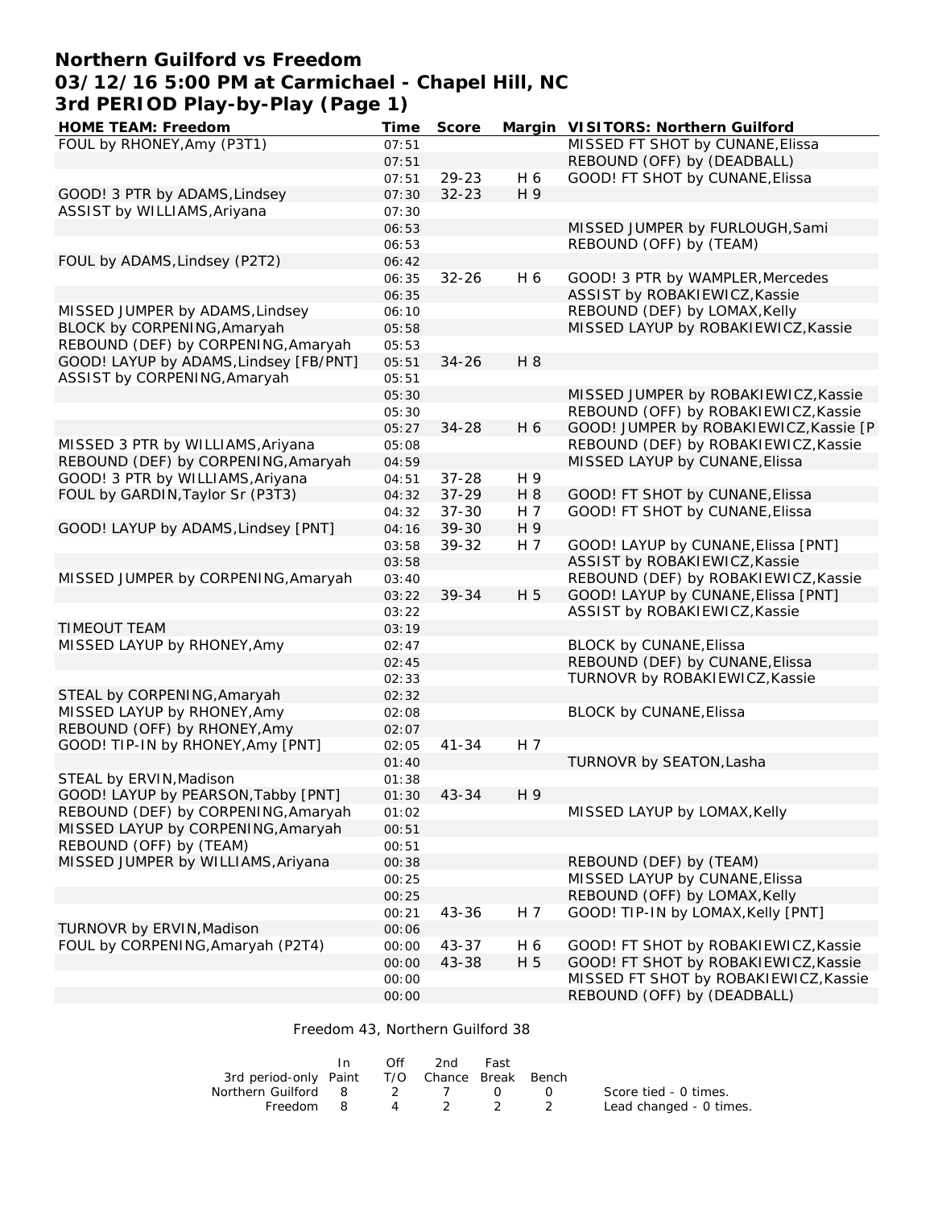# Northern Guilford vs Freedom
## 03/12/16 5:00 PM at Carmichael - Chapel Hill, NC
## 3rd PERIOD Play-by-Play (Page 1)

| HOME TEAM: Freedom | Time | Score | Margin | VISITORS: Northern Guilford |
|---|---|---|---|---|
| FOUL by RHONEY,Amy (P3T1) | 07:51 | | | MISSED FT SHOT by CUNANE,Elissa |
| | 07:51 | | | REBOUND (OFF) by (DEADBALL) |
| | 07:51 | 29-23 | H 6 | GOOD! FT SHOT by CUNANE,Elissa |
| GOOD! 3 PTR by ADAMS,Lindsey | 07:30 | 32-23 | H 9 | |
| ASSIST by WILLIAMS,Ariyana | 07:30 | | | |
| | 06:53 | | | MISSED JUMPER by FURLOUGH,Sami |
| | 06:53 | | | REBOUND (OFF) by (TEAM) |
| FOUL by ADAMS,Lindsey (P2T2) | 06:42 | | | |
| | 06:35 | 32-26 | H 6 | GOOD! 3 PTR by WAMPLER,Mercedes |
| | 06:35 | | | ASSIST by ROBAKIEWICZ,Kassie |
| MISSED JUMPER by ADAMS,Lindsey | 06:10 | | | REBOUND (DEF) by LOMAX,Kelly |
| BLOCK by CORPENING,Amaryah | 05:58 | | | MISSED LAYUP by ROBAKIEWICZ,Kassie |
| REBOUND (DEF) by CORPENING,Amaryah | 05:53 | | | |
| GOOD! LAYUP by ADAMS,Lindsey [FB/PNT] | 05:51 | 34-26 | H 8 | |
| ASSIST by CORPENING,Amaryah | 05:51 | | | |
| | 05:30 | | | MISSED JUMPER by ROBAKIEWICZ,Kassie |
| | 05:30 | | | REBOUND (OFF) by ROBAKIEWICZ,Kassie |
| | 05:27 | 34-28 | H 6 | GOOD! JUMPER by ROBAKIEWICZ,Kassie [P |
| MISSED 3 PTR by WILLIAMS,Ariyana | 05:08 | | | REBOUND (DEF) by ROBAKIEWICZ,Kassie |
| REBOUND (DEF) by CORPENING,Amaryah | 04:59 | | | MISSED LAYUP by CUNANE,Elissa |
| GOOD! 3 PTR by WILLIAMS,Ariyana | 04:51 | 37-28 | H 9 | |
| FOUL by GARDIN,Taylor Sr (P3T3) | 04:32 | 37-29 | H 8 | GOOD! FT SHOT by CUNANE,Elissa |
| | 04:32 | 37-30 | H 7 | GOOD! FT SHOT by CUNANE,Elissa |
| GOOD! LAYUP by ADAMS,Lindsey [PNT] | 04:16 | 39-30 | H 9 | |
| | 03:58 | 39-32 | H 7 | GOOD! LAYUP by CUNANE,Elissa [PNT] |
| | 03:58 | | | ASSIST by ROBAKIEWICZ,Kassie |
| MISSED JUMPER by CORPENING,Amaryah | 03:40 | | | REBOUND (DEF) by ROBAKIEWICZ,Kassie |
| | 03:22 | 39-34 | H 5 | GOOD! LAYUP by CUNANE,Elissa [PNT] |
| | 03:22 | | | ASSIST by ROBAKIEWICZ,Kassie |
| TIMEOUT TEAM | 03:19 | | | |
| MISSED LAYUP by RHONEY,Amy | 02:47 | | | BLOCK by CUNANE,Elissa |
| | 02:45 | | | REBOUND (DEF) by CUNANE,Elissa |
| | 02:33 | | | TURNOVR by ROBAKIEWICZ,Kassie |
| STEAL by CORPENING,Amaryah | 02:32 | | | |
| MISSED LAYUP by RHONEY,Amy | 02:08 | | | BLOCK by CUNANE,Elissa |
| REBOUND (OFF) by RHONEY,Amy | 02:07 | | | |
| GOOD! TIP-IN by RHONEY,Amy [PNT] | 02:05 | 41-34 | H 7 | |
| | 01:40 | | | TURNOVR by SEATON,Lasha |
| STEAL by ERVIN,Madison | 01:38 | | | |
| GOOD! LAYUP by PEARSON,Tabby [PNT] | 01:30 | 43-34 | H 9 | |
| REBOUND (DEF) by CORPENING,Amaryah | 01:02 | | | MISSED LAYUP by LOMAX,Kelly |
| MISSED LAYUP by CORPENING,Amaryah | 00:51 | | | |
| REBOUND (OFF) by (TEAM) | 00:51 | | | |
| MISSED JUMPER by WILLIAMS,Ariyana | 00:38 | | | REBOUND (DEF) by (TEAM) |
| | 00:25 | | | MISSED LAYUP by CUNANE,Elissa |
| | 00:25 | | | REBOUND (OFF) by LOMAX,Kelly |
| | 00:21 | 43-36 | H 7 | GOOD! TIP-IN by LOMAX,Kelly [PNT] |
| TURNOVR by ERVIN,Madison | 00:06 | | | |
| FOUL by CORPENING,Amaryah (P2T4) | 00:00 | 43-37 | H 6 | GOOD! FT SHOT by ROBAKIEWICZ,Kassie |
| | 00:00 | 43-38 | H 5 | GOOD! FT SHOT by ROBAKIEWICZ,Kassie |
| | 00:00 | | | MISSED FT SHOT by ROBAKIEWICZ,Kassie |
| | 00:00 | | | REBOUND (OFF) by (DEADBALL) |

Freedom 43, Northern Guilford 38

| 3rd period-only | In Paint | Off T/O | 2nd Chance | Fast Break | Bench |
|---|---|---|---|---|---|
| Northern Guilford | 8 | 2 | 7 | 0 | 0 |
| Freedom | 8 | 4 | 2 | 2 | 2 |

Score tied - 0 times.
Lead changed - 0 times.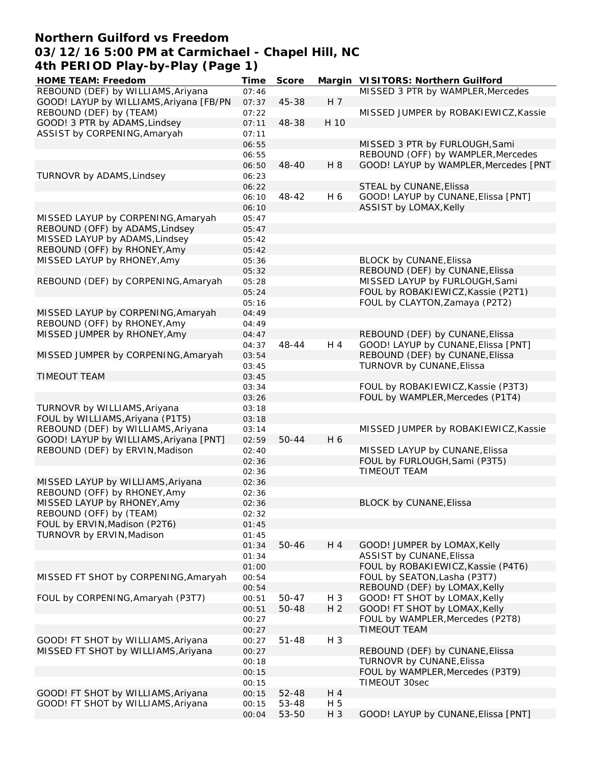# Northern Guilford vs Freedom
## 03/12/16 5:00 PM at Carmichael - Chapel Hill, NC
## 4th PERIOD Play-by-Play (Page 1)

| HOME TEAM: Freedom | Time | Score | Margin | VISITORS: Northern Guilford |
|---|---|---|---|---|
| REBOUND (DEF) by WILLIAMS,Ariyana | 07:46 | | | MISSED 3 PTR by WAMPLER,Mercedes |
| GOOD! LAYUP by WILLIAMS,Ariyana [FB/PN | 07:37 | 45-38 | H 7 | |
| REBOUND (DEF) by (TEAM) | 07:22 | | | MISSED JUMPER by ROBAKIEWICZ,Kassie |
| GOOD! 3 PTR by ADAMS,Lindsey | 07:11 | 48-38 | H 10 | |
| ASSIST by CORPENING,Amaryah | 07:11 | | | |
| | 06:55 | | | MISSED 3 PTR by FURLOUGH,Sami |
| | 06:55 | | | REBOUND (OFF) by WAMPLER,Mercedes |
| | 06:50 | 48-40 | H 8 | GOOD! LAYUP by WAMPLER,Mercedes [PNT |
| TURNOVR by ADAMS,Lindsey | 06:23 | | | |
| | 06:22 | | | STEAL by CUNANE,Elissa |
| | 06:10 | 48-42 | H 6 | GOOD! LAYUP by CUNANE,Elissa [PNT] |
| | 06:10 | | | ASSIST by LOMAX,Kelly |
| MISSED LAYUP by CORPENING,Amaryah | 05:47 | | | |
| REBOUND (OFF) by ADAMS,Lindsey | 05:47 | | | |
| MISSED LAYUP by ADAMS,Lindsey | 05:42 | | | |
| REBOUND (OFF) by RHONEY,Amy | 05:42 | | | |
| MISSED LAYUP by RHONEY,Amy | 05:36 | | | BLOCK by CUNANE,Elissa |
| | 05:32 | | | REBOUND (DEF) by CUNANE,Elissa |
| REBOUND (DEF) by CORPENING,Amaryah | 05:28 | | | MISSED LAYUP by FURLOUGH,Sami |
| | 05:24 | | | FOUL by ROBAKIEWICZ,Kassie (P2T1) |
| | 05:16 | | | FOUL by CLAYTON,Zamaya (P2T2) |
| MISSED LAYUP by CORPENING,Amaryah | 04:49 | | | |
| REBOUND (OFF) by RHONEY,Amy | 04:49 | | | |
| MISSED JUMPER by RHONEY,Amy | 04:47 | | | REBOUND (DEF) by CUNANE,Elissa |
| | 04:37 | 48-44 | H 4 | GOOD! LAYUP by CUNANE,Elissa [PNT] |
| MISSED JUMPER by CORPENING,Amaryah | 03:54 | | | REBOUND (DEF) by CUNANE,Elissa |
| | 03:45 | | | TURNOVR by CUNANE,Elissa |
| TIMEOUT TEAM | 03:45 | | | |
| | 03:34 | | | FOUL by ROBAKIEWICZ,Kassie (P3T3) |
| | 03:26 | | | FOUL by WAMPLER,Mercedes (P1T4) |
| TURNOVR by WILLIAMS,Ariyana | 03:18 | | | |
| FOUL by WILLIAMS,Ariyana (P1T5) | 03:18 | | | |
| REBOUND (DEF) by WILLIAMS,Ariyana | 03:14 | | | MISSED JUMPER by ROBAKIEWICZ,Kassie |
| GOOD! LAYUP by WILLIAMS,Ariyana [PNT] | 02:59 | 50-44 | H 6 | |
| REBOUND (DEF) by ERVIN,Madison | 02:40 | | | MISSED LAYUP by CUNANE,Elissa |
| | 02:36 | | | FOUL by FURLOUGH,Sami (P3T5) |
| | 02:36 | | | TIMEOUT TEAM |
| MISSED LAYUP by WILLIAMS,Ariyana | 02:36 | | | |
| REBOUND (OFF) by RHONEY,Amy | 02:36 | | | |
| MISSED LAYUP by RHONEY,Amy | 02:36 | | | BLOCK by CUNANE,Elissa |
| REBOUND (OFF) by (TEAM) | 02:32 | | | |
| FOUL by ERVIN,Madison (P2T6) | 01:45 | | | |
| TURNOVR by ERVIN,Madison | 01:45 | | | |
| | 01:34 | 50-46 | H 4 | GOOD! JUMPER by LOMAX,Kelly |
| | 01:34 | | | ASSIST by CUNANE,Elissa |
| | 01:00 | | | FOUL by ROBAKIEWICZ,Kassie (P4T6) |
| MISSED FT SHOT by CORPENING,Amaryah | 00:54 | | | FOUL by SEATON,Lasha (P3T7) |
| | 00:54 | | | REBOUND (DEF) by LOMAX,Kelly |
| FOUL by CORPENING,Amaryah (P3T7) | 00:51 | 50-47 | H 3 | GOOD! FT SHOT by LOMAX,Kelly |
| | 00:51 | 50-48 | H 2 | GOOD! FT SHOT by LOMAX,Kelly |
| | 00:27 | | | FOUL by WAMPLER,Mercedes (P2T8) |
| | 00:27 | | | TIMEOUT TEAM |
| GOOD! FT SHOT by WILLIAMS,Ariyana | 00:27 | 51-48 | H 3 | |
| MISSED FT SHOT by WILLIAMS,Ariyana | 00:27 | | | REBOUND (DEF) by CUNANE,Elissa |
| | 00:18 | | | TURNOVR by CUNANE,Elissa |
| | 00:15 | | | FOUL by WAMPLER,Mercedes (P3T9) |
| | 00:15 | | | TIMEOUT 30sec |
| GOOD! FT SHOT by WILLIAMS,Ariyana | 00:15 | 52-48 | H 4 | |
| GOOD! FT SHOT by WILLIAMS,Ariyana | 00:15 | 53-48 | H 5 | |
| | 00:04 | 53-50 | H 3 | GOOD! LAYUP by CUNANE,Elissa [PNT] |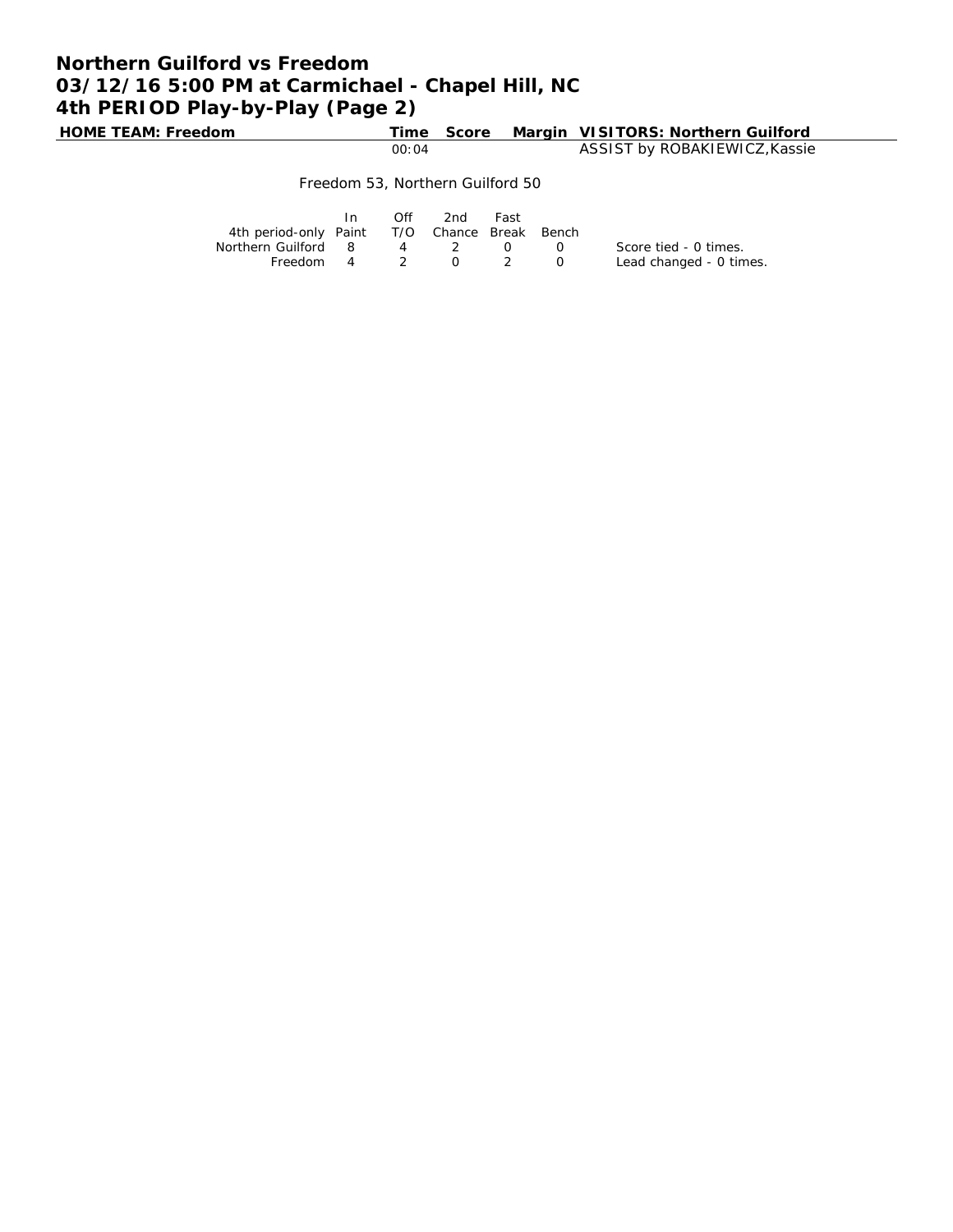# Northern Guilford vs Freedom
# 03/12/16 5:00 PM at Carmichael - Chapel Hill, NC
# 4th PERIOD Play-by-Play (Page 2)

| HOME TEAM: Freedom | Time | Score | Margin | VISITORS: Northern Guilford |
|---|---|---|---|---|
| | 00:04 | | | ASSIST by ROBAKIEWICZ,Kassie |

Freedom 53, Northern Guilford 50

| 4th period-only | In Paint | Off T/O | 2nd Chance | Fast Break | Bench | |
|---|---|---|---|---|---|---|
| Northern Guilford | 8 | 4 | 2 | 0 | 0 | Score tied - 0 times. |
| Freedom | 4 | 2 | 0 | 2 | 0 | Lead changed - 0 times. |